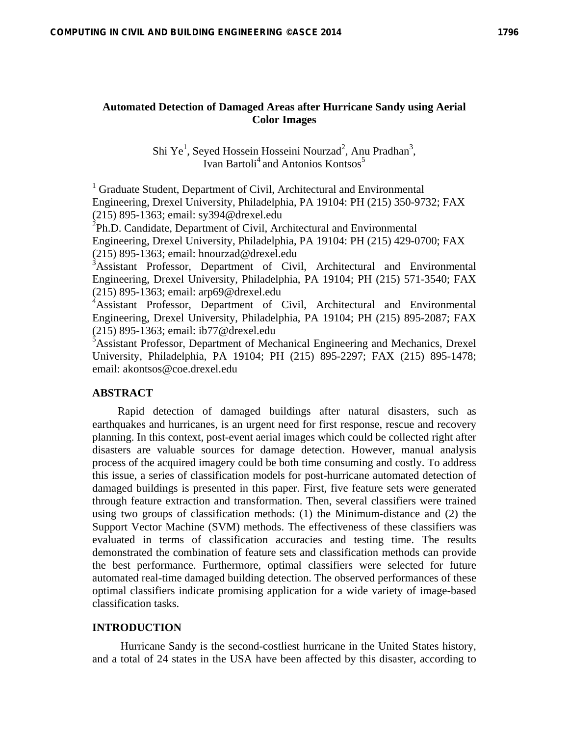# Automated Detection of Damaged Areas after Hurricane Sandy using Aerial Color Images

Shi Ye[1], Seyed Hossein Hosseini Nourzad[2], Anu Pradhan[3], Ivan Bartoli[4] and Antonios Kontsos[5]

[1] Graduate Student, Department of Civil, Architectural and Environmental Engineering, Drexel University, Philadelphia, PA 19104: PH (215) 350-9732; FAX (215) 895-1363; email: sy394@drexel.edu

[2]Ph.D. Candidate, Department of Civil, Architectural and Environmental Engineering, Drexel University, Philadelphia, PA 19104: PH (215) 429-0700; FAX (215) 895-1363; email: hnourzad@drexel.edu

[3]Assistant Professor, Department of Civil, Architectural and Environmental Engineering, Drexel University, Philadelphia, PA 19104; PH (215) 571-3540; FAX (215) 895-1363; email: arp69@drexel.edu

[4]Assistant Professor, Department of Civil, Architectural and Environmental Engineering, Drexel University, Philadelphia, PA 19104; PH (215) 895-2087; FAX (215) 895-1363; email: ib77@drexel.edu

[5]Assistant Professor, Department of Mechanical Engineering and Mechanics, Drexel University, Philadelphia, PA 19104; PH (215) 895-2297; FAX (215) 895-1478; email: akontsos@coe.drexel.edu

## ABSTRACT

Rapid detection of damaged buildings after natural disasters, such as earthquakes and hurricanes, is an urgent need for first response, rescue and recovery planning. In this context, post-event aerial images which could be collected right after disasters are valuable sources for damage detection. However, manual analysis process of the acquired imagery could be both time consuming and costly. To address this issue, a series of classification models for post-hurricane automated detection of damaged buildings is presented in this paper. First, five feature sets were generated through feature extraction and transformation. Then, several classifiers were trained using two groups of classification methods: (1) the Minimum-distance and (2) the Support Vector Machine (SVM) methods. The effectiveness of these classifiers was evaluated in terms of classification accuracies and testing time. The results demonstrated the combination of feature sets and classification methods can provide the best performance. Furthermore, optimal classifiers were selected for future automated real-time damaged building detection. The observed performances of these optimal classifiers indicate promising application for a wide variety of image-based classification tasks.

## INTRODUCTION

Hurricane Sandy is the second-costliest hurricane in the United States history, and a total of 24 states in the USA have been affected by this disaster, according to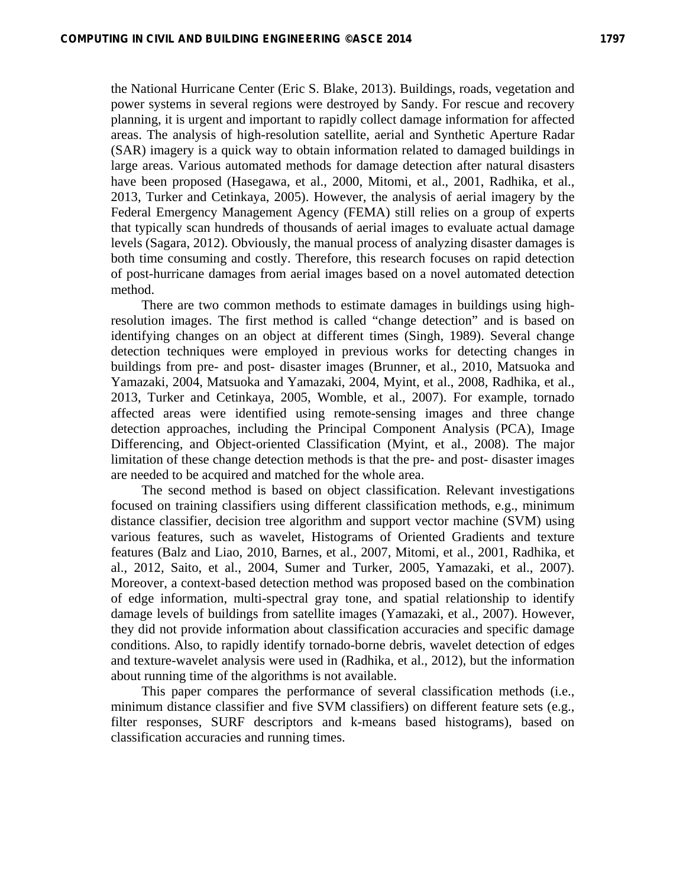the National Hurricane Center (Eric S. Blake, 2013). Buildings, roads, vegetation and power systems in several regions were destroyed by Sandy. For rescue and recovery planning, it is urgent and important to rapidly collect damage information for affected areas. The analysis of high-resolution satellite, aerial and Synthetic Aperture Radar (SAR) imagery is a quick way to obtain information related to damaged buildings in large areas. Various automated methods for damage detection after natural disasters have been proposed (Hasegawa, et al., 2000, Mitomi, et al., 2001, Radhika, et al., 2013, Turker and Cetinkaya, 2005). However, the analysis of aerial imagery by the Federal Emergency Management Agency (FEMA) still relies on a group of experts that typically scan hundreds of thousands of aerial images to evaluate actual damage levels (Sagara, 2012). Obviously, the manual process of analyzing disaster damages is both time consuming and costly. Therefore, this research focuses on rapid detection of post-hurricane damages from aerial images based on a novel automated detection method.

There are two common methods to estimate damages in buildings using high-resolution images. The first method is called "change detection" and is based on identifying changes on an object at different times (Singh, 1989). Several change detection techniques were employed in previous works for detecting changes in buildings from pre- and post- disaster images (Brunner, et al., 2010, Matsuoka and Yamazaki, 2004, Matsuoka and Yamazaki, 2004, Myint, et al., 2008, Radhika, et al., 2013, Turker and Cetinkaya, 2005, Womble, et al., 2007). For example, tornado affected areas were identified using remote-sensing images and three change detection approaches, including the Principal Component Analysis (PCA), Image Differencing, and Object-oriented Classification (Myint, et al., 2008). The major limitation of these change detection methods is that the pre- and post- disaster images are needed to be acquired and matched for the whole area.

The second method is based on object classification. Relevant investigations focused on training classifiers using different classification methods, e.g., minimum distance classifier, decision tree algorithm and support vector machine (SVM) using various features, such as wavelet, Histograms of Oriented Gradients and texture features (Balz and Liao, 2010, Barnes, et al., 2007, Mitomi, et al., 2001, Radhika, et al., 2012, Saito, et al., 2004, Sumer and Turker, 2005, Yamazaki, et al., 2007). Moreover, a context-based detection method was proposed based on the combination of edge information, multi-spectral gray tone, and spatial relationship to identify damage levels of buildings from satellite images (Yamazaki, et al., 2007). However, they did not provide information about classification accuracies and specific damage conditions. Also, to rapidly identify tornado-borne debris, wavelet detection of edges and texture-wavelet analysis were used in (Radhika, et al., 2012), but the information about running time of the algorithms is not available.

This paper compares the performance of several classification methods (i.e., minimum distance classifier and five SVM classifiers) on different feature sets (e.g., filter responses, SURF descriptors and k-means based histograms), based on classification accuracies and running times.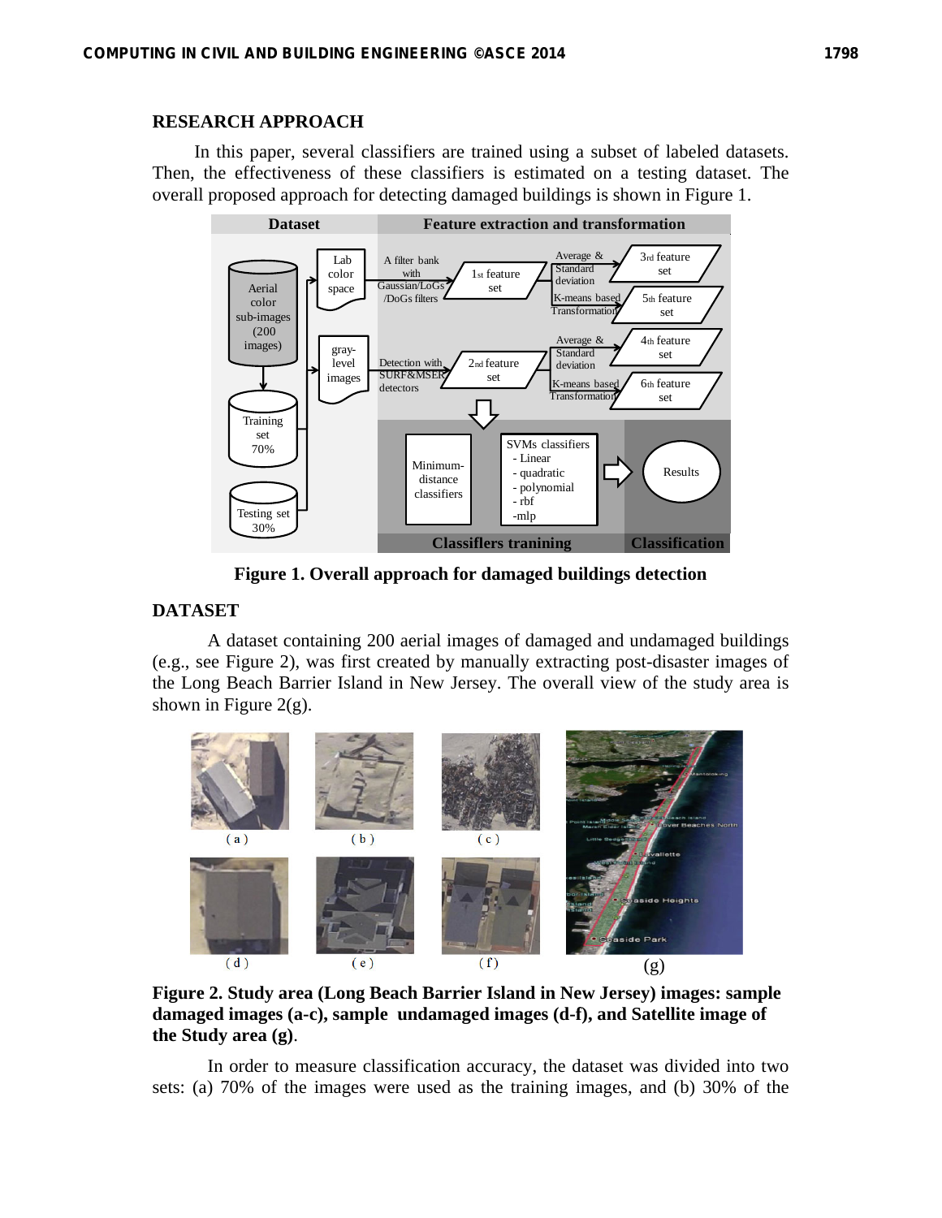## RESEARCH APPROACH

In this paper, several classifiers are trained using a subset of labeled datasets. Then, the effectiveness of these classifiers is estimated on a testing dataset. The overall proposed approach for detecting damaged buildings is shown in Figure 1.

**Figure 1. Overall approach for damaged buildings detection**

## DATASET

A dataset containing 200 aerial images of damaged and undamaged buildings (e.g., see Figure 2), was first created by manually extracting post-disaster images of the Long Beach Barrier Island in New Jersey. The overall view of the study area is shown in Figure 2(g).

**Figure 2. Study area (Long Beach Barrier Island in New Jersey) images: sample damaged images (a-c), sample undamaged images (d-f), and Satellite image of the Study area (g)**.

In order to measure classification accuracy, the dataset was divided into two sets: (a) 70% of the images were used as the training images, and (b) 30% of the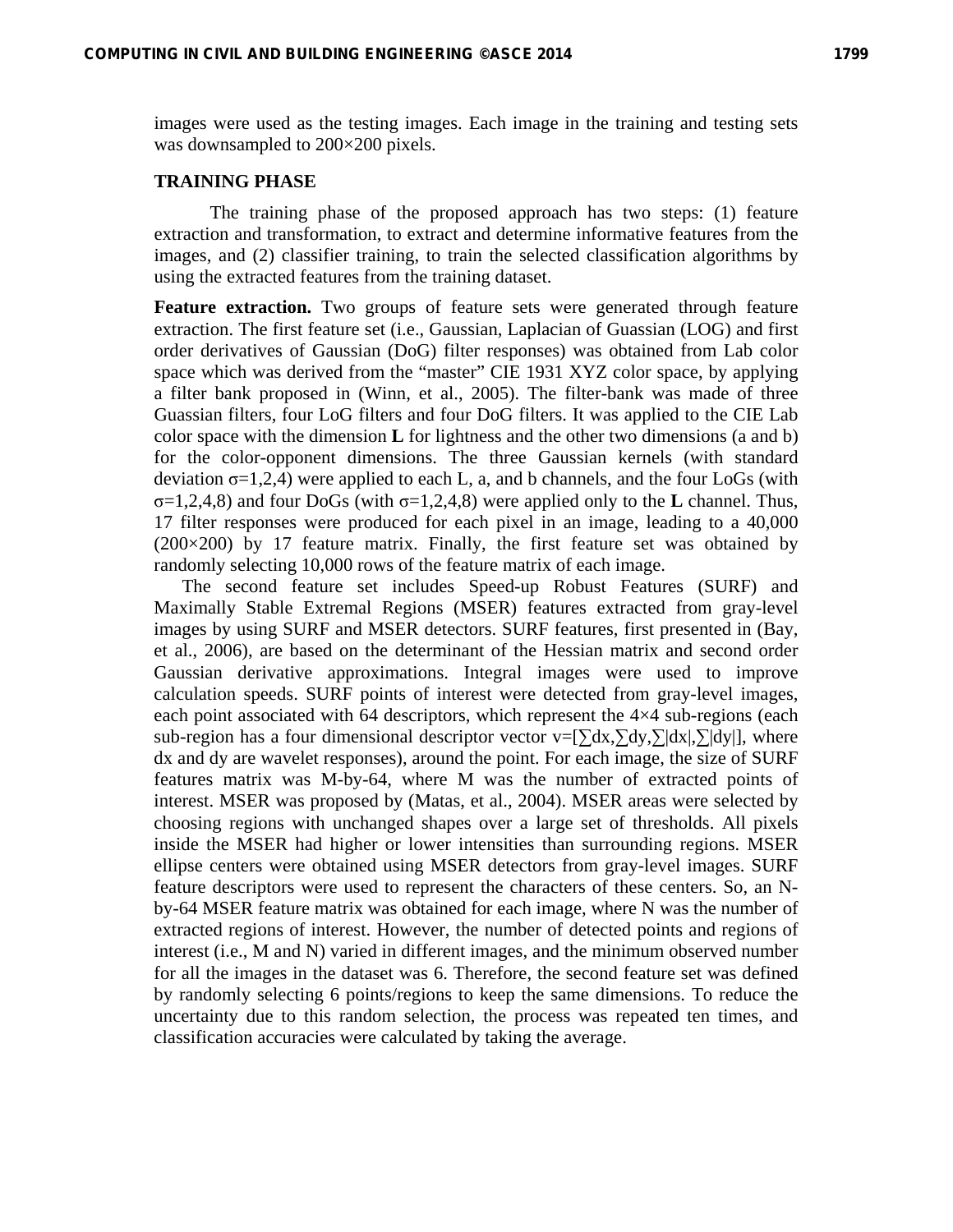images were used as the testing images. Each image in the training and testing sets was downsampled to 200×200 pixels.

## TRAINING PHASE

The training phase of the proposed approach has two steps: (1) feature extraction and transformation, to extract and determine informative features from the images, and (2) classifier training, to train the selected classification algorithms by using the extracted features from the training dataset.

**Feature extraction.** Two groups of feature sets were generated through feature extraction. The first feature set (i.e., Gaussian, Laplacian of Guassian (LOG) and first order derivatives of Gaussian (DoG) filter responses) was obtained from Lab color space which was derived from the "master" CIE 1931 XYZ color space, by applying a filter bank proposed in (Winn, et al., 2005). The filter-bank was made of three Guassian filters, four LoG filters and four DoG filters. It was applied to the CIE Lab color space with the dimension **L** for lightness and the other two dimensions (a and b) for the color-opponent dimensions. The three Gaussian kernels (with standard deviation $\sigma$=1,2,4) were applied to each L, a, and b channels, and the four LoGs (with $\sigma$=1,2,4,8) and four DoGs (with $\sigma$=1,2,4,8) were applied only to the **L** channel. Thus, 17 filter responses were produced for each pixel in an image, leading to a 40,000 (200×200) by 17 feature matrix. Finally, the first feature set was obtained by randomly selecting 10,000 rows of the feature matrix of each image.

The second feature set includes Speed-up Robust Features (SURF) and Maximally Stable Extremal Regions (MSER) features extracted from gray-level images by using SURF and MSER detectors. SURF features, first presented in (Bay, et al., 2006), are based on the determinant of the Hessian matrix and second order Gaussian derivative approximations. Integral images were used to improve calculation speeds. SURF points of interest were detected from gray-level images, each point associated with 64 descriptors, which represent the 4×4 sub-regions (each sub-region has a four dimensional descriptor vector $v=[\sum dx, \sum dy, \sum|dx|, \sum|dy|]$, where dx and dy are wavelet responses), around the point. For each image, the size of SURF features matrix was M-by-64, where M was the number of extracted points of interest. MSER was proposed by (Matas, et al., 2004). MSER areas were selected by choosing regions with unchanged shapes over a large set of thresholds. All pixels inside the MSER had higher or lower intensities than surrounding regions. MSER ellipse centers were obtained using MSER detectors from gray-level images. SURF feature descriptors were used to represent the characters of these centers. So, an N-by-64 MSER feature matrix was obtained for each image, where N was the number of extracted regions of interest. However, the number of detected points and regions of interest (i.e., M and N) varied in different images, and the minimum observed number for all the images in the dataset was 6. Therefore, the second feature set was defined by randomly selecting 6 points/regions to keep the same dimensions. To reduce the uncertainty due to this random selection, the process was repeated ten times, and classification accuracies were calculated by taking the average.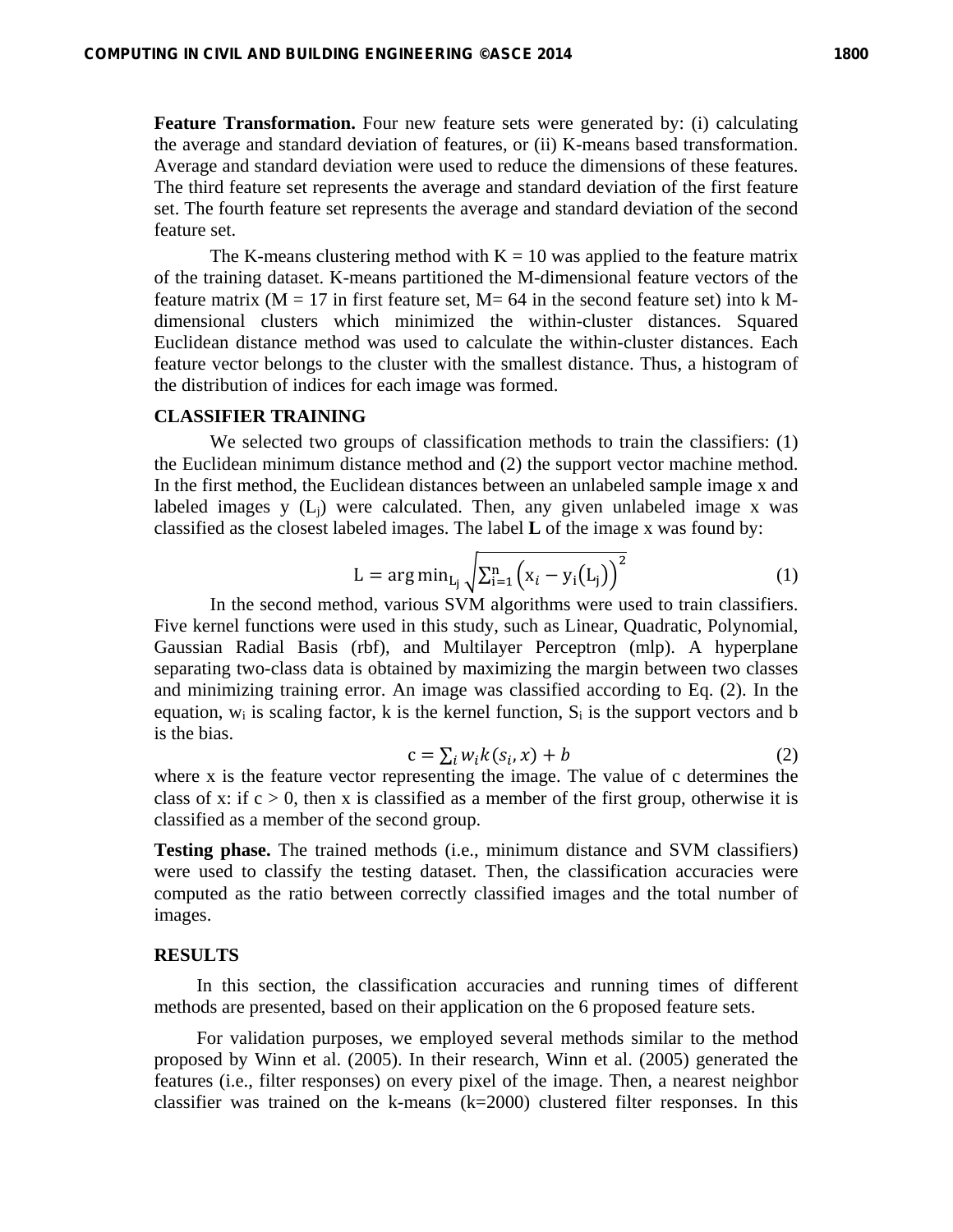**Feature Transformation.** Four new feature sets were generated by: (i) calculating the average and standard deviation of features, or (ii) K-means based transformation. Average and standard deviation were used to reduce the dimensions of these features. The third feature set represents the average and standard deviation of the first feature set. The fourth feature set represents the average and standard deviation of the second feature set.

The K-means clustering method with $K = 10$ was applied to the feature matrix of the training dataset. K-means partitioned the M-dimensional feature vectors of the feature matrix ($M = 17$ in first feature set, $M = 64$ in the second feature set) into k M-dimensional clusters which minimized the within-cluster distances. Squared Euclidean distance method was used to calculate the within-cluster distances. Each feature vector belongs to the cluster with the smallest distance. Thus, a histogram of the distribution of indices for each image was formed.

## CLASSIFIER TRAINING

We selected two groups of classification methods to train the classifiers: (1) the Euclidean minimum distance method and (2) the support vector machine method. In the first method, the Euclidean distances between an unlabeled sample image x and labeled images y ($L_j$) were calculated. Then, any given unlabeled image x was classified as the closest labeled images. The label **L** of the image x was found by:

$$\mathrm{L} = \arg\min_{\mathrm{L_j}} \sqrt{\sum_{\mathrm{i}=1}^{\mathrm{n}} \left(\mathrm{x}_i - \mathrm{y_i}(\mathrm{L_j})\right)^2} \tag{1}$$

In the second method, various SVM algorithms were used to train classifiers. Five kernel functions were used in this study, such as Linear, Quadratic, Polynomial, Gaussian Radial Basis (rbf), and Multilayer Perceptron (mlp). A hyperplane separating two-class data is obtained by maximizing the margin between two classes and minimizing training error. An image was classified according to Eq. (2). In the equation, $w_i$ is scaling factor, k is the kernel function, $S_i$ is the support vectors and b is the bias.

$$\mathrm{c} = \sum_i w_i k(s_i, x) + b \tag{2}$$

where x is the feature vector representing the image. The value of c determines the class of x: if $c > 0$, then x is classified as a member of the first group, otherwise it is classified as a member of the second group.

**Testing phase.** The trained methods (i.e., minimum distance and SVM classifiers) were used to classify the testing dataset. Then, the classification accuracies were computed as the ratio between correctly classified images and the total number of images.

## RESULTS

In this section, the classification accuracies and running times of different methods are presented, based on their application on the 6 proposed feature sets.

For validation purposes, we employed several methods similar to the method proposed by Winn et al. (2005). In their research, Winn et al. (2005) generated the features (i.e., filter responses) on every pixel of the image. Then, a nearest neighbor classifier was trained on the k-means (k=2000) clustered filter responses. In this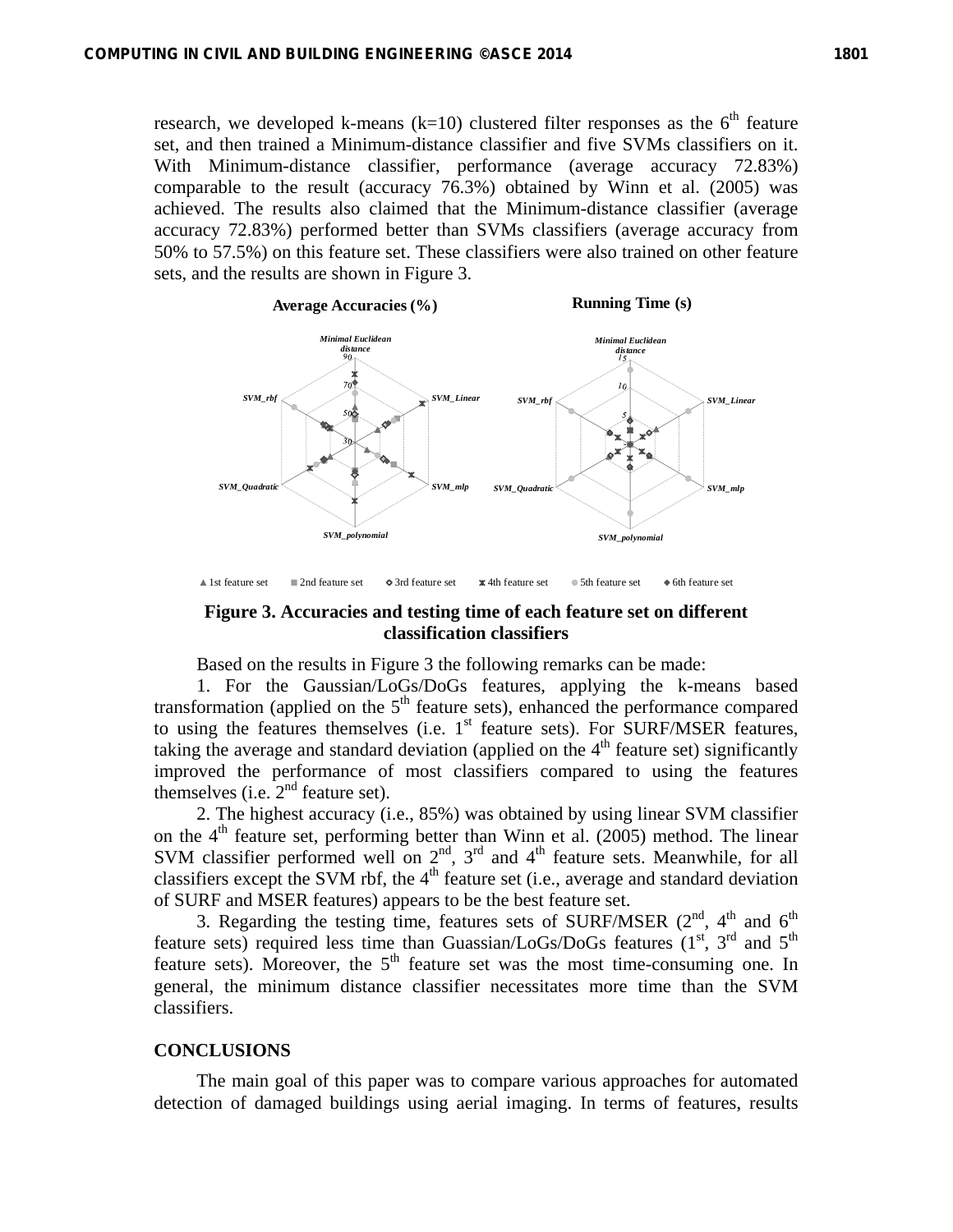research, we developed k-means (k=10) clustered filter responses as the 6th feature set, and then trained a Minimum-distance classifier and five SVMs classifiers on it. With Minimum-distance classifier, performance (average accuracy 72.83%) comparable to the result (accuracy 76.3%) obtained by Winn et al. (2005) was achieved. The results also claimed that the Minimum-distance classifier (average accuracy 72.83%) performed better than SVMs classifiers (average accuracy from 50% to 57.5%) on this feature set. These classifiers were also trained on other feature sets, and the results are shown in Figure 3.

**Figure 3. Accuracies and testing time of each feature set on different classification classifiers**

Based on the results in Figure 3 the following remarks can be made:

1. For the Gaussian/LoGs/DoGs features, applying the k-means based transformation (applied on the 5th feature sets), enhanced the performance compared to using the features themselves (i.e. 1st feature sets). For SURF/MSER features, taking the average and standard deviation (applied on the 4th feature set) significantly improved the performance of most classifiers compared to using the features themselves (i.e. 2nd feature set).

2. The highest accuracy (i.e., 85%) was obtained by using linear SVM classifier on the 4th feature set, performing better than Winn et al. (2005) method. The linear SVM classifier performed well on 2nd, 3rd and 4th feature sets. Meanwhile, for all classifiers except the SVM rbf, the 4th feature set (i.e., average and standard deviation of SURF and MSER features) appears to be the best feature set.

3. Regarding the testing time, features sets of SURF/MSER (2nd, 4th and 6th feature sets) required less time than Guassian/LoGs/DoGs features (1st, 3rd and 5th feature sets). Moreover, the 5th feature set was the most time-consuming one. In general, the minimum distance classifier necessitates more time than the SVM classifiers.

## CONCLUSIONS

The main goal of this paper was to compare various approaches for automated detection of damaged buildings using aerial imaging. In terms of features, results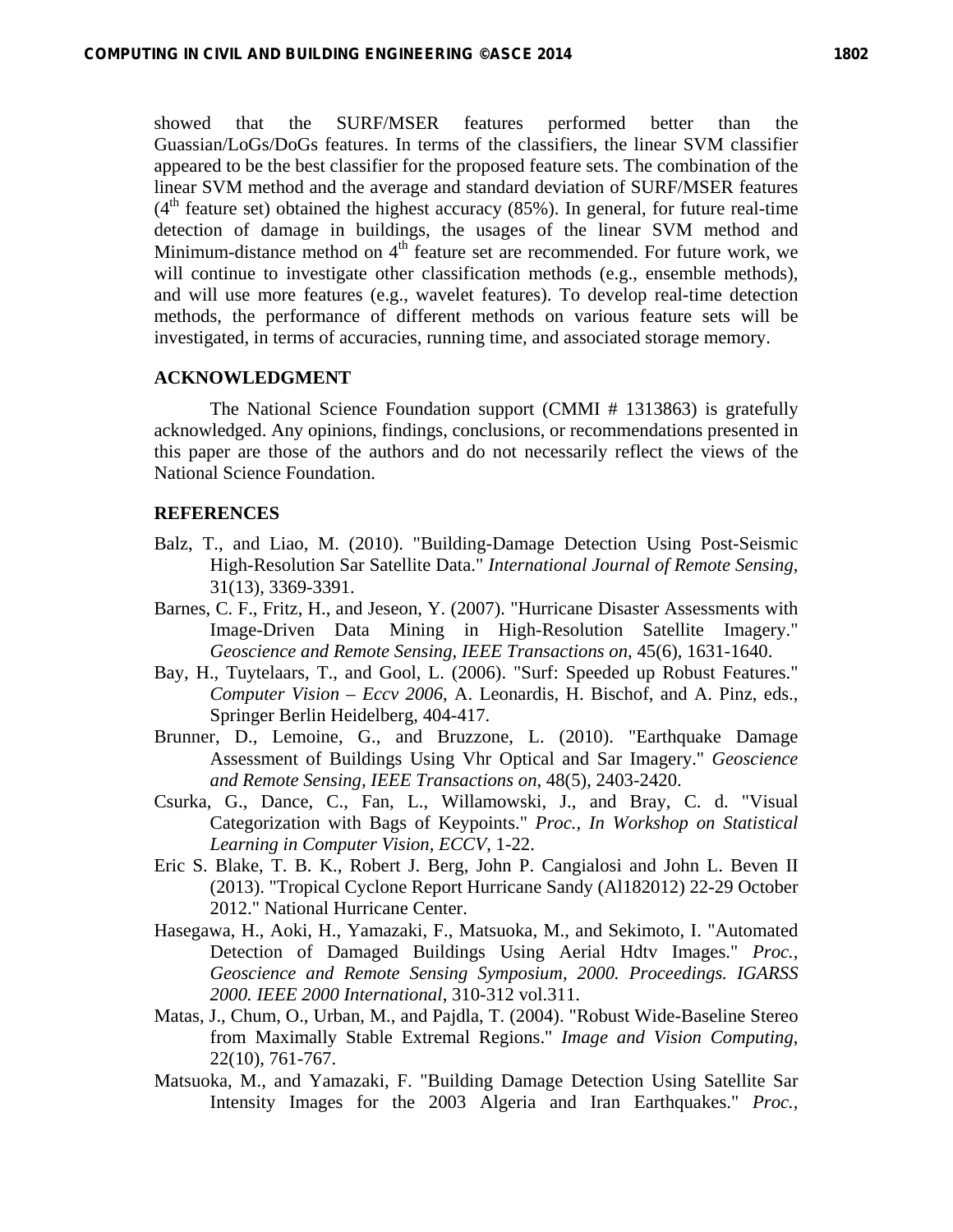showed that the SURF/MSER features performed better than the Guassian/LoGs/DoGs features. In terms of the classifiers, the linear SVM classifier appeared to be the best classifier for the proposed feature sets. The combination of the linear SVM method and the average and standard deviation of SURF/MSER features ($4^{th}$ feature set) obtained the highest accuracy (85%). In general, for future real-time detection of damage in buildings, the usages of the linear SVM method and Minimum-distance method on $4^{th}$ feature set are recommended. For future work, we will continue to investigate other classification methods (e.g., ensemble methods), and will use more features (e.g., wavelet features). To develop real-time detection methods, the performance of different methods on various feature sets will be investigated, in terms of accuracies, running time, and associated storage memory.

## ACKNOWLEDGMENT

The National Science Foundation support (CMMI # 1313863) is gratefully acknowledged. Any opinions, findings, conclusions, or recommendations presented in this paper are those of the authors and do not necessarily reflect the views of the National Science Foundation.

## REFERENCES

Balz, T., and Liao, M. (2010). "Building-Damage Detection Using Post-Seismic High-Resolution Sar Satellite Data." *International Journal of Remote Sensing*, 31(13), 3369-3391.

Barnes, C. F., Fritz, H., and Jeseon, Y. (2007). "Hurricane Disaster Assessments with Image-Driven Data Mining in High-Resolution Satellite Imagery." *Geoscience and Remote Sensing, IEEE Transactions on*, 45(6), 1631-1640.

Bay, H., Tuytelaars, T., and Gool, L. (2006). "Surf: Speeded up Robust Features." *Computer Vision – Eccv 2006*, A. Leonardis, H. Bischof, and A. Pinz, eds., Springer Berlin Heidelberg, 404-417.

Brunner, D., Lemoine, G., and Bruzzone, L. (2010). "Earthquake Damage Assessment of Buildings Using Vhr Optical and Sar Imagery." *Geoscience and Remote Sensing, IEEE Transactions on*, 48(5), 2403-2420.

Csurka, G., Dance, C., Fan, L., Willamowski, J., and Bray, C. d. "Visual Categorization with Bags of Keypoints." *Proc., In Workshop on Statistical Learning in Computer Vision, ECCV*, 1-22.

Eric S. Blake, T. B. K., Robert J. Berg, John P. Cangialosi and John L. Beven II (2013). "Tropical Cyclone Report Hurricane Sandy (Al182012) 22-29 October 2012." National Hurricane Center.

Hasegawa, H., Aoki, H., Yamazaki, F., Matsuoka, M., and Sekimoto, I. "Automated Detection of Damaged Buildings Using Aerial Hdtv Images." *Proc., Geoscience and Remote Sensing Symposium, 2000. Proceedings. IGARSS 2000. IEEE 2000 International*, 310-312 vol.311.

Matas, J., Chum, O., Urban, M., and Pajdla, T. (2004). "Robust Wide-Baseline Stereo from Maximally Stable Extremal Regions." *Image and Vision Computing*, 22(10), 761-767.

Matsuoka, M., and Yamazaki, F. "Building Damage Detection Using Satellite Sar Intensity Images for the 2003 Algeria and Iran Earthquakes." *Proc.,*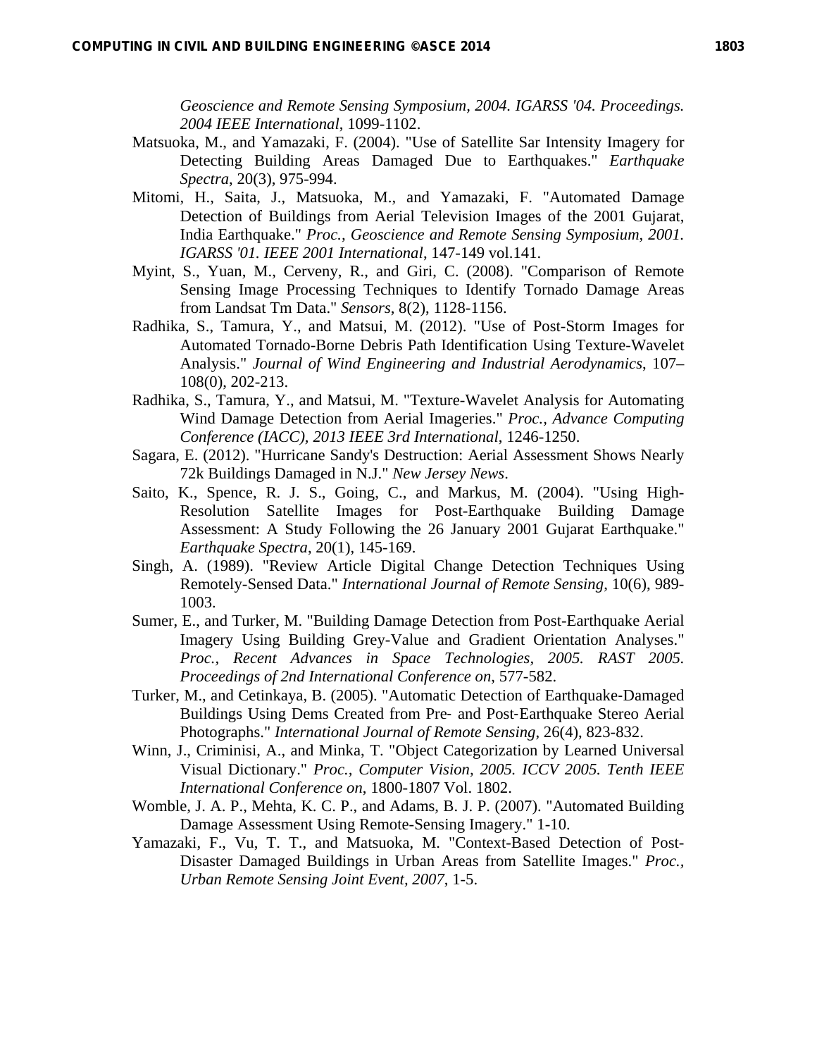*Geoscience and Remote Sensing Symposium, 2004. IGARSS '04. Proceedings. 2004 IEEE International*, 1099-1102.

Matsuoka, M., and Yamazaki, F. (2004). "Use of Satellite Sar Intensity Imagery for Detecting Building Areas Damaged Due to Earthquakes." *Earthquake Spectra*, 20(3), 975-994.

Mitomi, H., Saita, J., Matsuoka, M., and Yamazaki, F. "Automated Damage Detection of Buildings from Aerial Television Images of the 2001 Gujarat, India Earthquake." *Proc., Geoscience and Remote Sensing Symposium, 2001. IGARSS '01. IEEE 2001 International*, 147-149 vol.141.

Myint, S., Yuan, M., Cerveny, R., and Giri, C. (2008). "Comparison of Remote Sensing Image Processing Techniques to Identify Tornado Damage Areas from Landsat Tm Data." *Sensors*, 8(2), 1128-1156.

Radhika, S., Tamura, Y., and Matsui, M. (2012). "Use of Post-Storm Images for Automated Tornado-Borne Debris Path Identification Using Texture-Wavelet Analysis." *Journal of Wind Engineering and Industrial Aerodynamics*, 107–108(0), 202-213.

Radhika, S., Tamura, Y., and Matsui, M. "Texture-Wavelet Analysis for Automating Wind Damage Detection from Aerial Imageries." *Proc., Advance Computing Conference (IACC), 2013 IEEE 3rd International*, 1246-1250.

Sagara, E. (2012). "Hurricane Sandy's Destruction: Aerial Assessment Shows Nearly 72k Buildings Damaged in N.J." *New Jersey News*.

Saito, K., Spence, R. J. S., Going, C., and Markus, M. (2004). "Using High-Resolution Satellite Images for Post-Earthquake Building Damage Assessment: A Study Following the 26 January 2001 Gujarat Earthquake." *Earthquake Spectra*, 20(1), 145-169.

Singh, A. (1989). "Review Article Digital Change Detection Techniques Using Remotely-Sensed Data." *International Journal of Remote Sensing*, 10(6), 989-1003.

Sumer, E., and Turker, M. "Building Damage Detection from Post-Earthquake Aerial Imagery Using Building Grey-Value and Gradient Orientation Analyses." *Proc., Recent Advances in Space Technologies, 2005. RAST 2005. Proceedings of 2nd International Conference on*, 577-582.

Turker, M., and Cetinkaya, B. (2005). "Automatic Detection of Earthquake-Damaged Buildings Using Dems Created from Pre- and Post-Earthquake Stereo Aerial Photographs." *International Journal of Remote Sensing*, 26(4), 823-832.

Winn, J., Criminisi, A., and Minka, T. "Object Categorization by Learned Universal Visual Dictionary." *Proc., Computer Vision, 2005. ICCV 2005. Tenth IEEE International Conference on*, 1800-1807 Vol. 1802.

Womble, J. A. P., Mehta, K. C. P., and Adams, B. J. P. (2007). "Automated Building Damage Assessment Using Remote-Sensing Imagery." 1-10.

Yamazaki, F., Vu, T. T., and Matsuoka, M. "Context-Based Detection of Post-Disaster Damaged Buildings in Urban Areas from Satellite Images." *Proc., Urban Remote Sensing Joint Event, 2007*, 1-5.